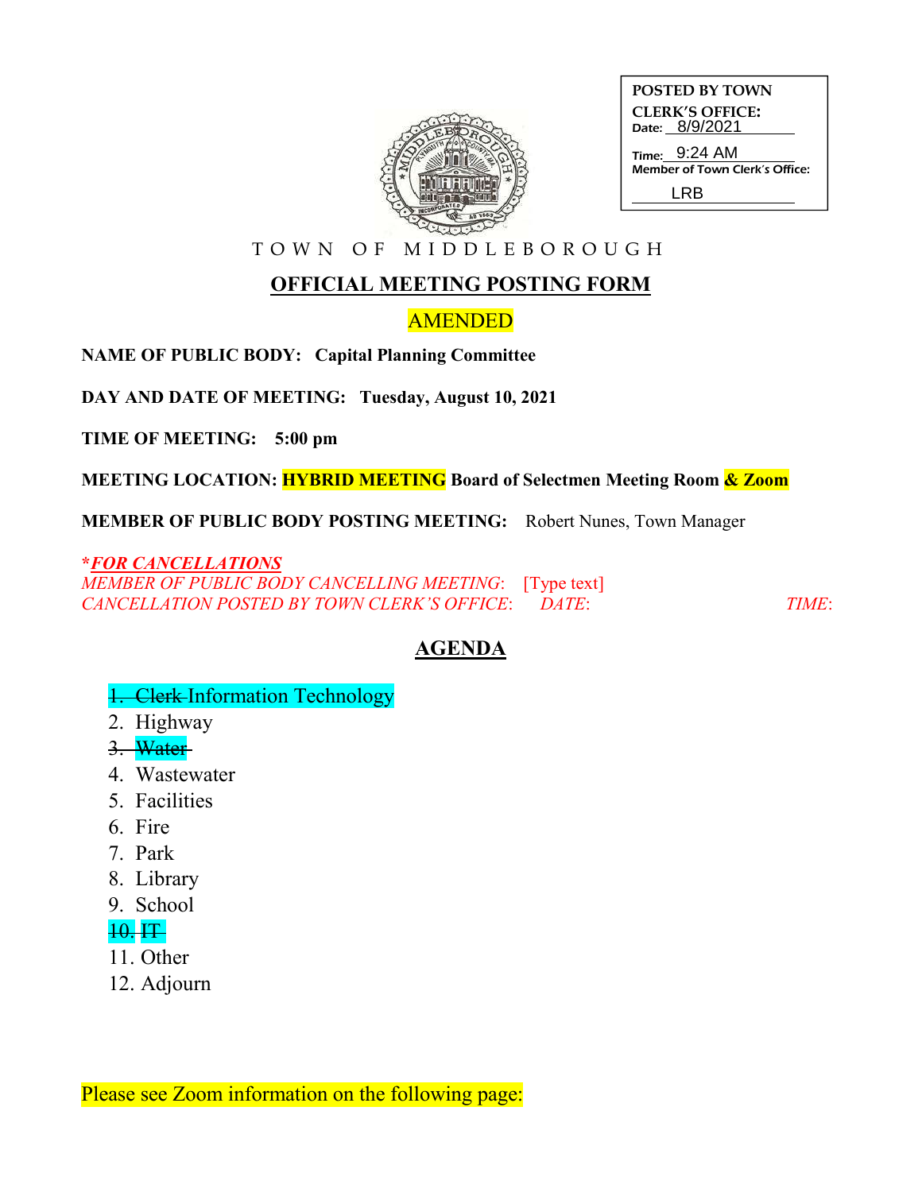**POSTED BY TOWN CLERK'S OFFICE:**
Date: 8/9/2021
Time: 9:24 AM
Member of Town Clerk's Office: LRB

TOWN OF MIDDLEBOROUGH

# OFFICIAL MEETING POSTING FORM

AMENDED

**NAME OF PUBLIC BODY: Capital Planning Committee**

**DAY AND DATE OF MEETING: Tuesday, August 10, 2021**

**TIME OF MEETING: 5:00 pm**

**MEETING LOCATION: HYBRID MEETING Board of Selectmen Meeting Room & Zoom**

**MEMBER OF PUBLIC BODY POSTING MEETING:** Robert Nunes, Town Manager

***FOR CANCELLATIONS***
*MEMBER OF PUBLIC BODY CANCELLING MEETING*: [Type text]
*CANCELLATION POSTED BY TOWN CLERK'S OFFICE*: *DATE*: *TIME*:

## AGENDA

1. ~~Clerk~~ Information Technology
2. Highway
3. ~~Water~~
4. Wastewater
5. Facilities
6. Fire
7. Park
8. Library
9. School
10. ~~IT~~
11. Other
12. Adjourn

Please see Zoom information on the following page: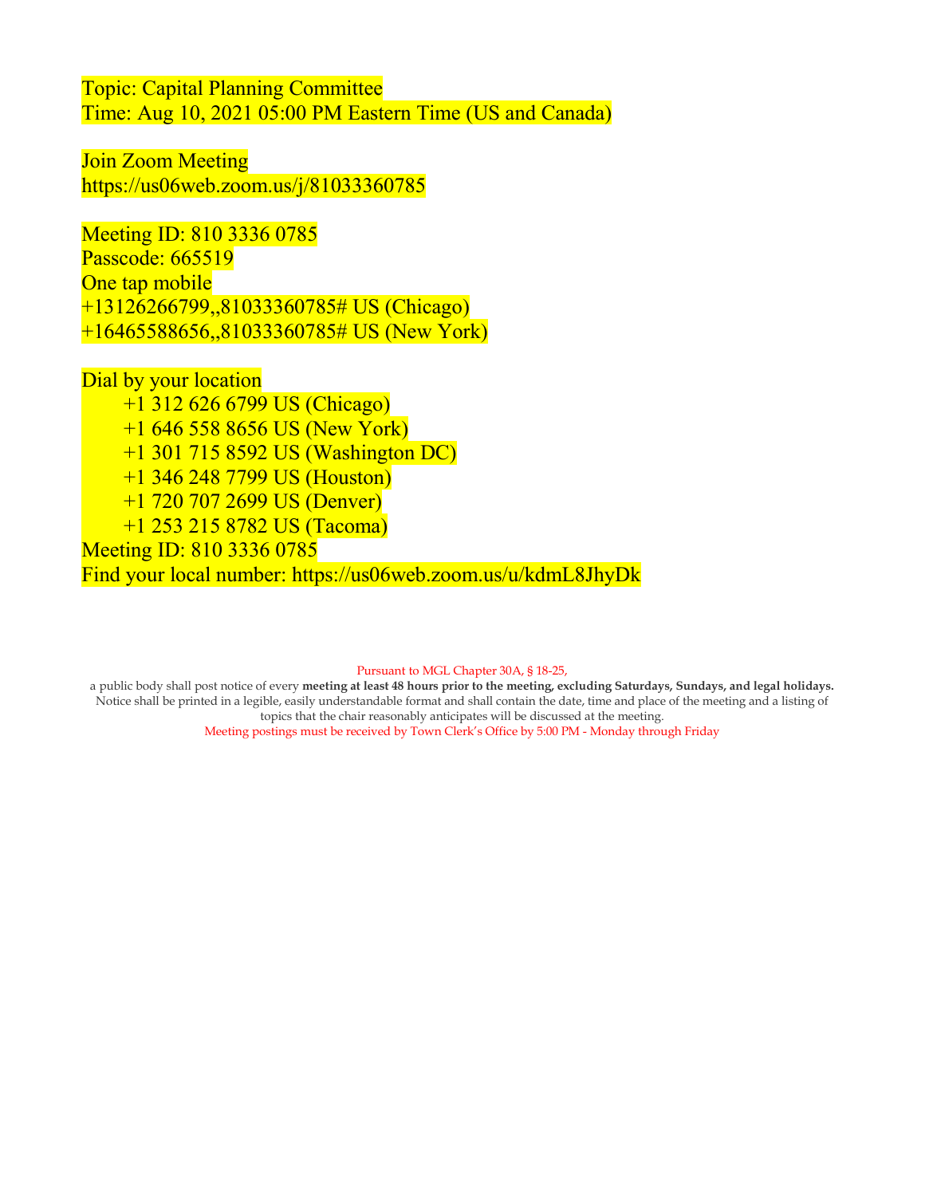Topic: Capital Planning Committee
Time: Aug 10, 2021 05:00 PM Eastern Time (US and Canada)

Join Zoom Meeting
https://us06web.zoom.us/j/81033360785

Meeting ID: 810 3336 0785
Passcode: 665519
One tap mobile
+13126266799,,81033360785# US (Chicago)
+16465588656,,81033360785# US (New York)

Dial by your location
- +1 312 626 6799 US (Chicago)
- +1 646 558 8656 US (New York)
- +1 301 715 8592 US (Washington DC)
- +1 346 248 7799 US (Houston)
- +1 720 707 2699 US (Denver)
- +1 253 215 8782 US (Tacoma)

Meeting ID: 810 3336 0785
Find your local number: https://us06web.zoom.us/u/kdmL8JhyDk

Pursuant to MGL Chapter 30A, § 18-25,
a public body shall post notice of every **meeting at least 48 hours prior to the meeting, excluding Saturdays, Sundays, and legal holidays.** Notice shall be printed in a legible, easily understandable format and shall contain the date, time and place of the meeting and a listing of topics that the chair reasonably anticipates will be discussed at the meeting.
Meeting postings must be received by Town Clerk's Office by 5:00 PM - Monday through Friday